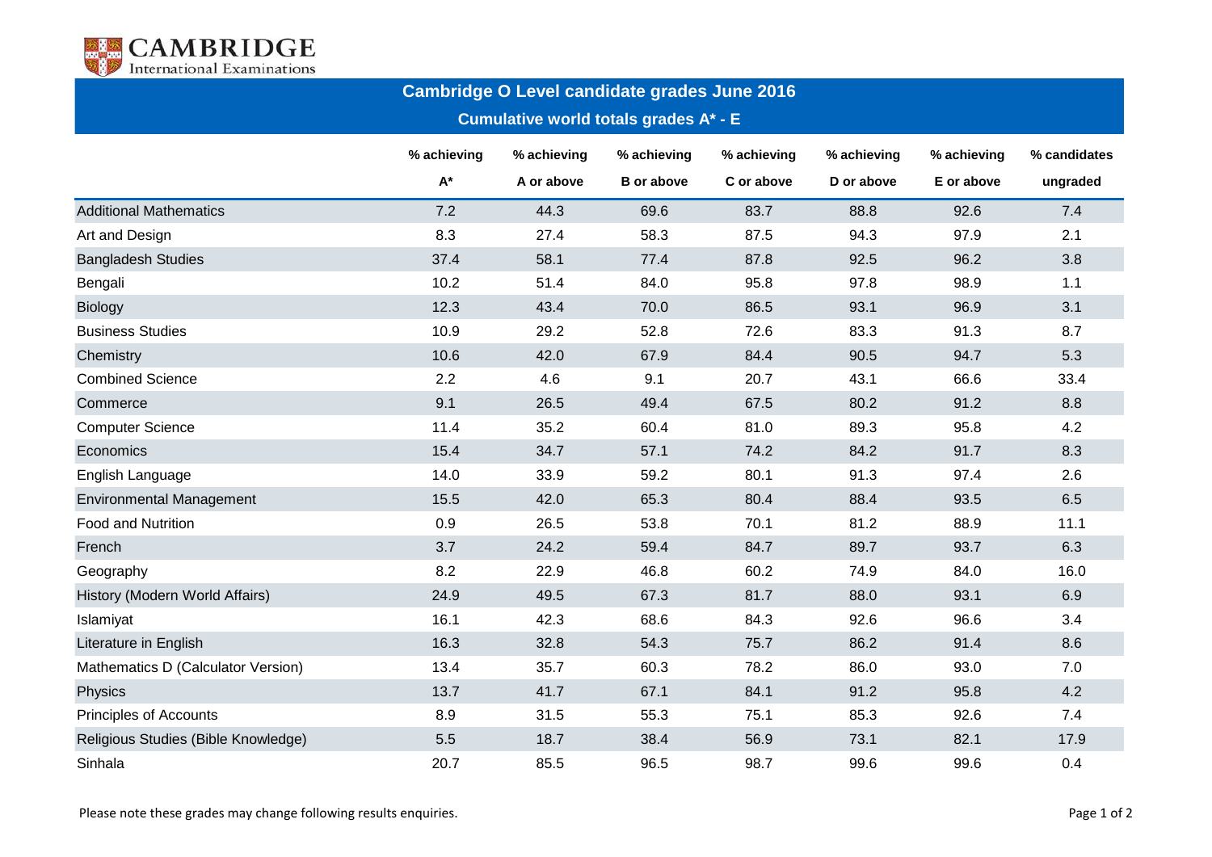CAMBRIDGE International Examinations

# Cambridge O Level candidate grades June 2016

## Cumulative world totals grades A* - E

| | % achieving A* | % achieving A or above | % achieving B or above | % achieving C or above | % achieving D or above | % achieving E or above | % candidates ungraded |
|---|---|---|---|---|---|---|---|
| Additional Mathematics | 7.2 | 44.3 | 69.6 | 83.7 | 88.8 | 92.6 | 7.4 |
| Art and Design | 8.3 | 27.4 | 58.3 | 87.5 | 94.3 | 97.9 | 2.1 |
| Bangladesh Studies | 37.4 | 58.1 | 77.4 | 87.8 | 92.5 | 96.2 | 3.8 |
| Bengali | 10.2 | 51.4 | 84.0 | 95.8 | 97.8 | 98.9 | 1.1 |
| Biology | 12.3 | 43.4 | 70.0 | 86.5 | 93.1 | 96.9 | 3.1 |
| Business Studies | 10.9 | 29.2 | 52.8 | 72.6 | 83.3 | 91.3 | 8.7 |
| Chemistry | 10.6 | 42.0 | 67.9 | 84.4 | 90.5 | 94.7 | 5.3 |
| Combined Science | 2.2 | 4.6 | 9.1 | 20.7 | 43.1 | 66.6 | 33.4 |
| Commerce | 9.1 | 26.5 | 49.4 | 67.5 | 80.2 | 91.2 | 8.8 |
| Computer Science | 11.4 | 35.2 | 60.4 | 81.0 | 89.3 | 95.8 | 4.2 |
| Economics | 15.4 | 34.7 | 57.1 | 74.2 | 84.2 | 91.7 | 8.3 |
| English Language | 14.0 | 33.9 | 59.2 | 80.1 | 91.3 | 97.4 | 2.6 |
| Environmental Management | 15.5 | 42.0 | 65.3 | 80.4 | 88.4 | 93.5 | 6.5 |
| Food and Nutrition | 0.9 | 26.5 | 53.8 | 70.1 | 81.2 | 88.9 | 11.1 |
| French | 3.7 | 24.2 | 59.4 | 84.7 | 89.7 | 93.7 | 6.3 |
| Geography | 8.2 | 22.9 | 46.8 | 60.2 | 74.9 | 84.0 | 16.0 |
| History (Modern World Affairs) | 24.9 | 49.5 | 67.3 | 81.7 | 88.0 | 93.1 | 6.9 |
| Islamiyat | 16.1 | 42.3 | 68.6 | 84.3 | 92.6 | 96.6 | 3.4 |
| Literature in English | 16.3 | 32.8 | 54.3 | 75.7 | 86.2 | 91.4 | 8.6 |
| Mathematics D (Calculator Version) | 13.4 | 35.7 | 60.3 | 78.2 | 86.0 | 93.0 | 7.0 |
| Physics | 13.7 | 41.7 | 67.1 | 84.1 | 91.2 | 95.8 | 4.2 |
| Principles of Accounts | 8.9 | 31.5 | 55.3 | 75.1 | 85.3 | 92.6 | 7.4 |
| Religious Studies (Bible Knowledge) | 5.5 | 18.7 | 38.4 | 56.9 | 73.1 | 82.1 | 17.9 |
| Sinhala | 20.7 | 85.5 | 96.5 | 98.7 | 99.6 | 99.6 | 0.4 |

Please note these grades may change following results enquiries.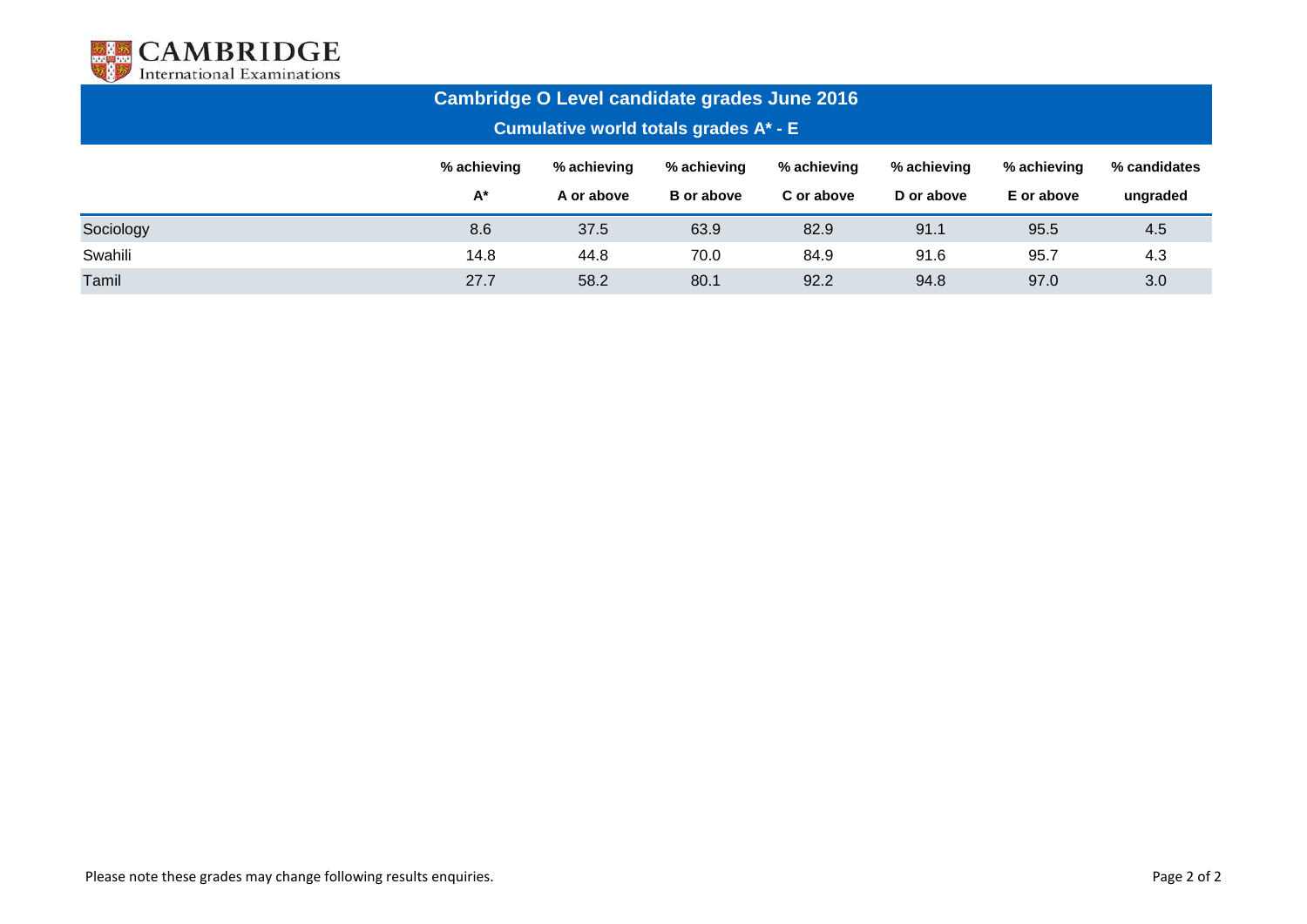# Cambridge O Level candidate grades June 2016

## Cumulative world totals grades A* - E

| | % achieving A* | % achieving A or above | % achieving B or above | % achieving C or above | % achieving D or above | % achieving E or above | % candidates ungraded |
|---|---|---|---|---|---|---|---|
| Sociology | 8.6 | 37.5 | 63.9 | 82.9 | 91.1 | 95.5 | 4.5 |
| Swahili | 14.8 | 44.8 | 70.0 | 84.9 | 91.6 | 95.7 | 4.3 |
| Tamil | 27.7 | 58.2 | 80.1 | 92.2 | 94.8 | 97.0 | 3.0 |

Please note these grades may change following results enquiries.